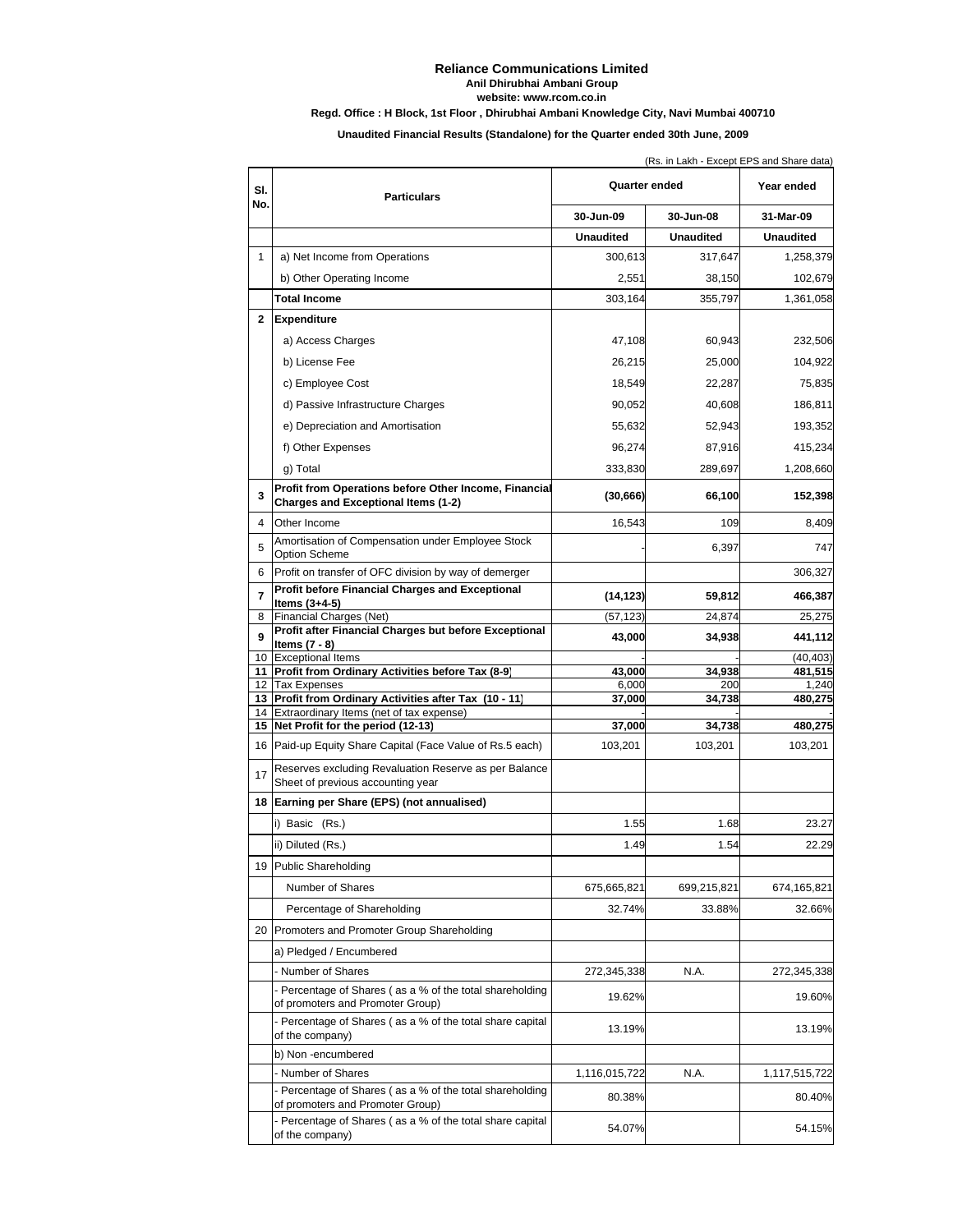# Reliance Communications Limited

**Anil Dhirubhai Ambani Group**

**website: www.rcom.co.in**

**Regd. Office : H Block, 1st Floor , Dhirubhai Ambani Knowledge City, Navi Mumbai 400710**

**Unaudited Financial Results (Standalone) for the Quarter ended 30th June, 2009**

(Rs. in Lakh - Except EPS and Share data)

| Sl. No. | Particulars | Quarter ended | | Year ended |
|---|---|---|---|---|
| | | 30-Jun-09 | 30-Jun-08 | 31-Mar-09 |
| | | Unaudited | Unaudited | Unaudited |
| 1 | a) Net Income from Operations | 300,613 | 317,647 | 1,258,379 |
| | b) Other Operating Income | 2,551 | 38,150 | 102,679 |
| | **Total Income** | 303,164 | 355,797 | 1,361,058 |
| 2 | **Expenditure** | | | |
| | a) Access Charges | 47,108 | 60,943 | 232,506 |
| | b) License Fee | 26,215 | 25,000 | 104,922 |
| | c) Employee Cost | 18,549 | 22,287 | 75,835 |
| | d) Passive Infrastructure Charges | 90,052 | 40,608 | 186,811 |
| | e) Depreciation and Amortisation | 55,632 | 52,943 | 193,352 |
| | f) Other Expenses | 96,274 | 87,916 | 415,234 |
| | g) Total | 333,830 | 289,697 | 1,208,660 |
| 3 | **Profit from Operations before Other Income, Financial Charges and Exceptional Items (1-2)** | **(30,666)** | **66,100** | **152,398** |
| 4 | Other Income | 16,543 | 109 | 8,409 |
| 5 | Amortisation of Compensation under Employee Stock Option Scheme | - | 6,397 | 747 |
| 6 | Profit on transfer of OFC division by way of demerger | | | 306,327 |
| 7 | **Profit before Financial Charges and Exceptional Items (3+4-5)** | **(14,123)** | **59,812** | **466,387** |
| 8 | Financial Charges (Net) | (57,123) | 24,874 | 25,275 |
| 9 | **Profit after Financial Charges but before Exceptional Items (7 - 8)** | **43,000** | **34,938** | **441,112** |
| 10 | Exceptional Items | - | - | (40,403) |
| 11 | **Profit from Ordinary Activities before Tax (8-9)** | **43,000** | **34,938** | **481,515** |
| 12 | Tax Expenses | 6,000 | 200 | 1,240 |
| 13 | **Profit from Ordinary Activities after Tax (10 - 11)** | **37,000** | **34,738** | **480,275** |
| 14 | Extraordinary Items (net of tax expense) | - | - | - |
| 15 | **Net Profit for the period (12-13)** | **37,000** | **34,738** | **480,275** |
| 16 | Paid-up Equity Share Capital (Face Value of Rs.5 each) | 103,201 | 103,201 | 103,201 |
| 17 | Reserves excluding Revaluation Reserve as per Balance Sheet of previous accounting year | | | |
| 18 | **Earning per Share (EPS) (not annualised)** | | | |
| | i) Basic (Rs.) | 1.55 | 1.68 | 23.27 |
| | ii) Diluted (Rs.) | 1.49 | 1.54 | 22.29 |
| 19 | Public Shareholding | | | |
| | Number of Shares | 675,665,821 | 699,215,821 | 674,165,821 |
| | Percentage of Shareholding | 32.74% | 33.88% | 32.66% |
| 20 | Promoters and Promoter Group Shareholding | | | |
| | a) Pledged / Encumbered | | | |
| | - Number of Shares | 272,345,338 | N.A. | 272,345,338 |
| | - Percentage of Shares ( as a % of the total shareholding of promoters and Promoter Group) | 19.62% | | 19.60% |
| | - Percentage of Shares ( as a % of the total share capital of the company) | 13.19% | | 13.19% |
| | b) Non -encumbered | | | |
| | - Number of Shares | 1,116,015,722 | N.A. | 1,117,515,722 |
| | - Percentage of Shares ( as a % of the total shareholding of promoters and Promoter Group) | 80.38% | | 80.40% |
| | - Percentage of Shares ( as a % of the total share capital of the company) | 54.07% | | 54.15% |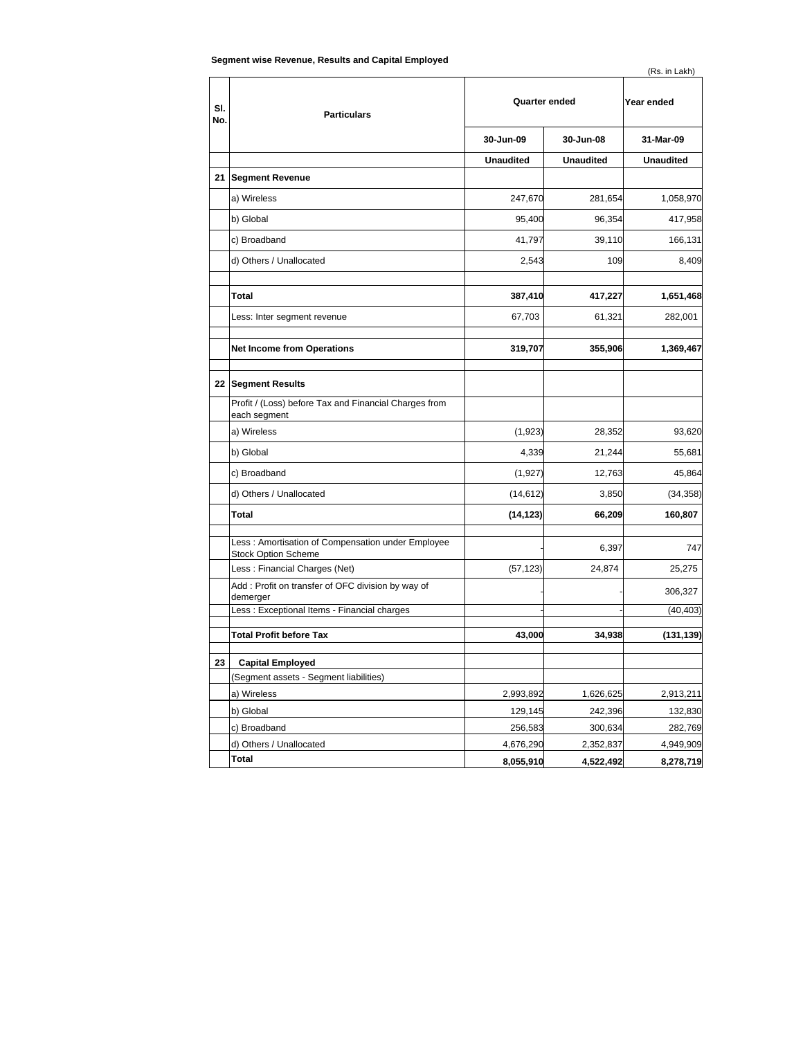**Segment wise Revenue, Results and Capital Employed**

(Rs. in Lakh)

| Sl. No. | Particulars | Quarter ended | | Year ended |
|---|---|---|---|---|
| | | 30-Jun-09 | 30-Jun-08 | 31-Mar-09 |
| | | Unaudited | Unaudited | Unaudited |
| 21 | **Segment Revenue** | | | |
| | a) Wireless | 247,670 | 281,654 | 1,058,970 |
| | b) Global | 95,400 | 96,354 | 417,958 |
| | c) Broadband | 41,797 | 39,110 | 166,131 |
| | d) Others / Unallocated | 2,543 | 109 | 8,409 |
| | **Total** | **387,410** | **417,227** | **1,651,468** |
| | Less: Inter segment revenue | 67,703 | 61,321 | 282,001 |
| | **Net Income from Operations** | **319,707** | **355,906** | **1,369,467** |
| 22 | **Segment Results** | | | |
| | Profit / (Loss) before Tax and Financial Charges from each segment | | | |
| | a) Wireless | (1,923) | 28,352 | 93,620 |
| | b) Global | 4,339 | 21,244 | 55,681 |
| | c) Broadband | (1,927) | 12,763 | 45,864 |
| | d) Others / Unallocated | (14,612) | 3,850 | (34,358) |
| | **Total** | **(14,123)** | **66,209** | **160,807** |
| | Less : Amortisation of Compensation under Employee Stock Option Scheme | - | 6,397 | 747 |
| | Less : Financial Charges (Net) | (57,123) | 24,874 | 25,275 |
| | Add : Profit on transfer of OFC division by way of demerger | - | - | 306,327 |
| | Less : Exceptional Items - Financial charges | - | - | (40,403) |
| | **Total Profit before Tax** | **43,000** | **34,938** | **(131,139)** |
| 23 | **Capital Employed** | | | |
| | (Segment assets - Segment liabilities) | | | |
| | a) Wireless | 2,993,892 | 1,626,625 | 2,913,211 |
| | b) Global | 129,145 | 242,396 | 132,830 |
| | c) Broadband | 256,583 | 300,634 | 282,769 |
| | d) Others / Unallocated | 4,676,290 | 2,352,837 | 4,949,909 |
| | **Total** | **8,055,910** | **4,522,492** | **8,278,719** |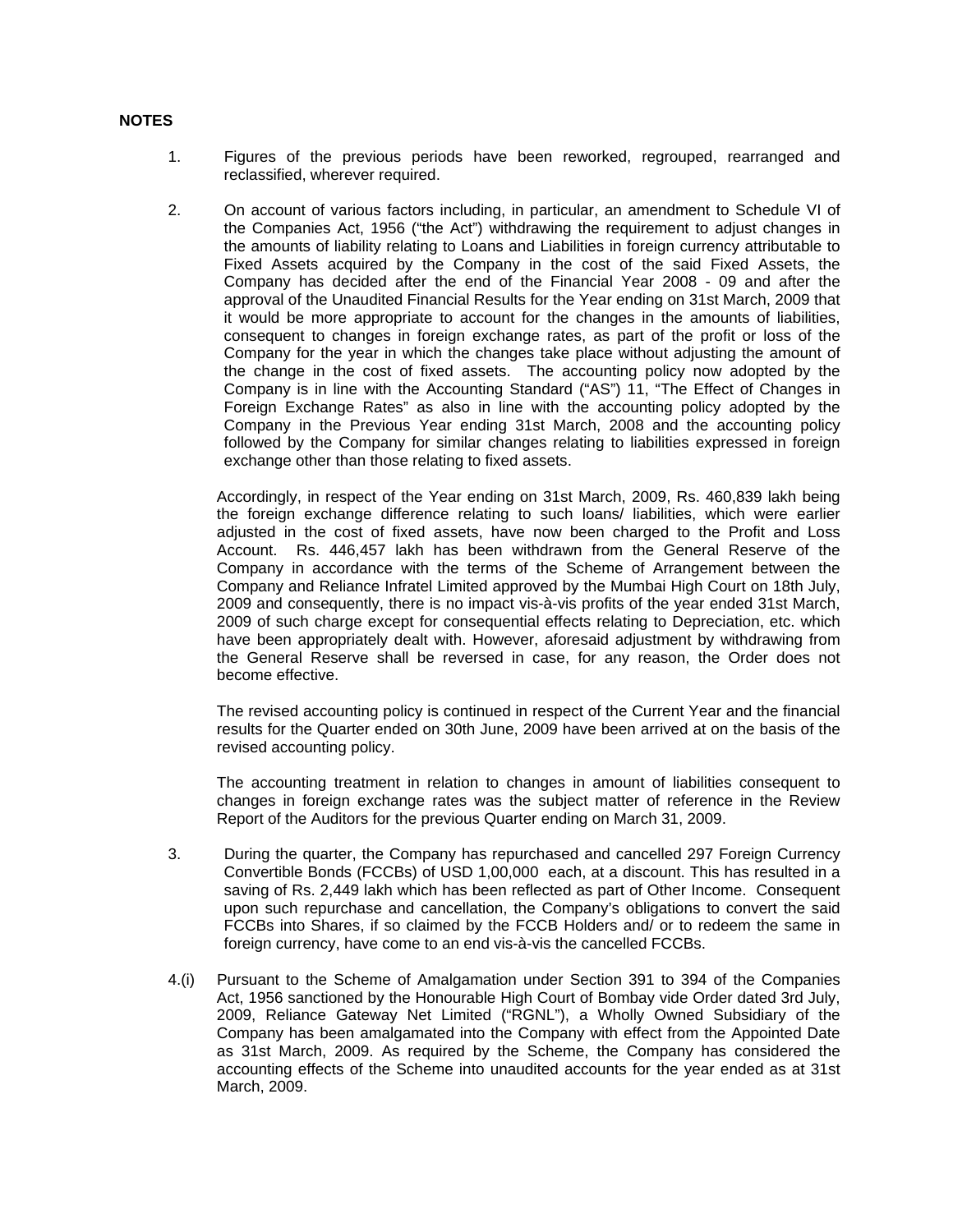**NOTES**

1. Figures of the previous periods have been reworked, regrouped, rearranged and reclassified, wherever required.

2. On account of various factors including, in particular, an amendment to Schedule VI of the Companies Act, 1956 ("the Act") withdrawing the requirement to adjust changes in the amounts of liability relating to Loans and Liabilities in foreign currency attributable to Fixed Assets acquired by the Company in the cost of the said Fixed Assets, the Company has decided after the end of the Financial Year 2008 - 09 and after the approval of the Unaudited Financial Results for the Year ending on 31st March, 2009 that it would be more appropriate to account for the changes in the amounts of liabilities, consequent to changes in foreign exchange rates, as part of the profit or loss of the Company for the year in which the changes take place without adjusting the amount of the change in the cost of fixed assets. The accounting policy now adopted by the Company is in line with the Accounting Standard ("AS") 11, "The Effect of Changes in Foreign Exchange Rates" as also in line with the accounting policy adopted by the Company in the Previous Year ending 31st March, 2008 and the accounting policy followed by the Company for similar changes relating to liabilities expressed in foreign exchange other than those relating to fixed assets.

   Accordingly, in respect of the Year ending on 31st March, 2009, Rs. 460,839 lakh being the foreign exchange difference relating to such loans/ liabilities, which were earlier adjusted in the cost of fixed assets, have now been charged to the Profit and Loss Account. Rs. 446,457 lakh has been withdrawn from the General Reserve of the Company in accordance with the terms of the Scheme of Arrangement between the Company and Reliance Infratel Limited approved by the Mumbai High Court on 18th July, 2009 and consequently, there is no impact vis-à-vis profits of the year ended 31st March, 2009 of such charge except for consequential effects relating to Depreciation, etc. which have been appropriately dealt with. However, aforesaid adjustment by withdrawing from the General Reserve shall be reversed in case, for any reason, the Order does not become effective.

   The revised accounting policy is continued in respect of the Current Year and the financial results for the Quarter ended on 30th June, 2009 have been arrived at on the basis of the revised accounting policy.

   The accounting treatment in relation to changes in amount of liabilities consequent to changes in foreign exchange rates was the subject matter of reference in the Review Report of the Auditors for the previous Quarter ending on March 31, 2009.

3. During the quarter, the Company has repurchased and cancelled 297 Foreign Currency Convertible Bonds (FCCBs) of USD 1,00,000 each, at a discount. This has resulted in a saving of Rs. 2,449 lakh which has been reflected as part of Other Income. Consequent upon such repurchase and cancellation, the Company's obligations to convert the said FCCBs into Shares, if so claimed by the FCCB Holders and/ or to redeem the same in foreign currency, have come to an end vis-à-vis the cancelled FCCBs.

4.(i) Pursuant to the Scheme of Amalgamation under Section 391 to 394 of the Companies Act, 1956 sanctioned by the Honourable High Court of Bombay vide Order dated 3rd July, 2009, Reliance Gateway Net Limited ("RGNL"), a Wholly Owned Subsidiary of the Company has been amalgamated into the Company with effect from the Appointed Date as 31st March, 2009. As required by the Scheme, the Company has considered the accounting effects of the Scheme into unaudited accounts for the year ended as at 31st March, 2009.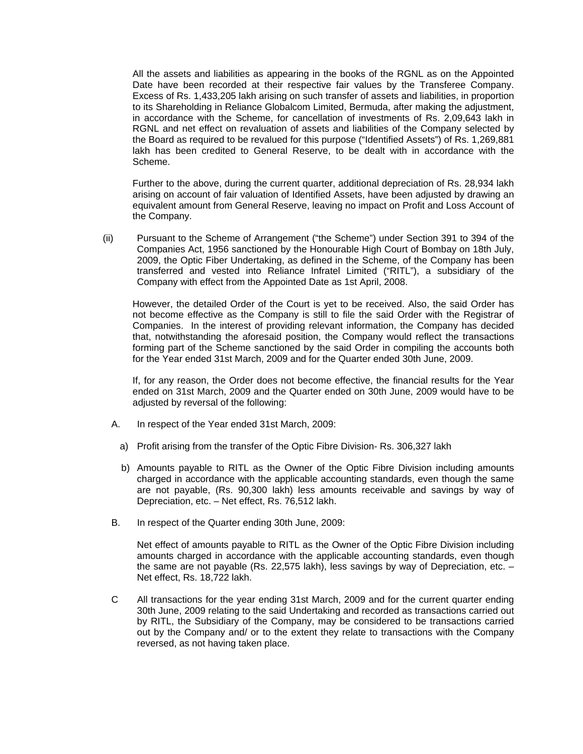All the assets and liabilities as appearing in the books of the RGNL as on the Appointed Date have been recorded at their respective fair values by the Transferee Company. Excess of Rs. 1,433,205 lakh arising on such transfer of assets and liabilities, in proportion to its Shareholding in Reliance Globalcom Limited, Bermuda, after making the adjustment, in accordance with the Scheme, for cancellation of investments of Rs. 2,09,643 lakh in RGNL and net effect on revaluation of assets and liabilities of the Company selected by the Board as required to be revalued for this purpose ("Identified Assets") of Rs. 1,269,881 lakh has been credited to General Reserve, to be dealt with in accordance with the Scheme.

Further to the above, during the current quarter, additional depreciation of Rs. 28,934 lakh arising on account of fair valuation of Identified Assets, have been adjusted by drawing an equivalent amount from General Reserve, leaving no impact on Profit and Loss Account of the Company.

(ii) Pursuant to the Scheme of Arrangement ("the Scheme") under Section 391 to 394 of the Companies Act, 1956 sanctioned by the Honourable High Court of Bombay on 18th July, 2009, the Optic Fiber Undertaking, as defined in the Scheme, of the Company has been transferred and vested into Reliance Infratel Limited ("RITL"), a subsidiary of the Company with effect from the Appointed Date as 1st April, 2008.

However, the detailed Order of the Court is yet to be received. Also, the said Order has not become effective as the Company is still to file the said Order with the Registrar of Companies. In the interest of providing relevant information, the Company has decided that, notwithstanding the aforesaid position, the Company would reflect the transactions forming part of the Scheme sanctioned by the said Order in compiling the accounts both for the Year ended 31st March, 2009 and for the Quarter ended 30th June, 2009.

If, for any reason, the Order does not become effective, the financial results for the Year ended on 31st March, 2009 and the Quarter ended on 30th June, 2009 would have to be adjusted by reversal of the following:

A. In respect of the Year ended 31st March, 2009:

a) Profit arising from the transfer of the Optic Fibre Division- Rs. 306,327 lakh

b) Amounts payable to RITL as the Owner of the Optic Fibre Division including amounts charged in accordance with the applicable accounting standards, even though the same are not payable, (Rs. 90,300 lakh) less amounts receivable and savings by way of Depreciation, etc. – Net effect, Rs. 76,512 lakh.

B. In respect of the Quarter ending 30th June, 2009:

Net effect of amounts payable to RITL as the Owner of the Optic Fibre Division including amounts charged in accordance with the applicable accounting standards, even though the same are not payable (Rs. 22,575 lakh), less savings by way of Depreciation, etc. – Net effect, Rs. 18,722 lakh.

C All transactions for the year ending 31st March, 2009 and for the current quarter ending 30th June, 2009 relating to the said Undertaking and recorded as transactions carried out by RITL, the Subsidiary of the Company, may be considered to be transactions carried out by the Company and/ or to the extent they relate to transactions with the Company reversed, as not having taken place.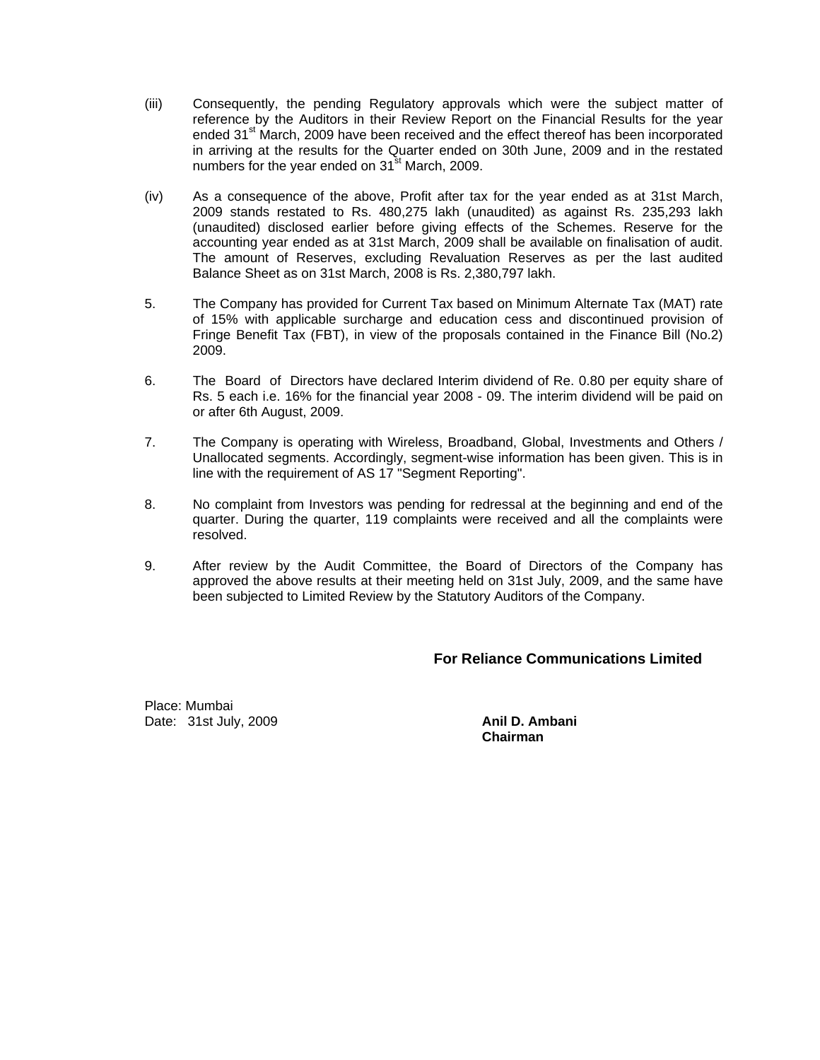(iii) Consequently, the pending Regulatory approvals which were the subject matter of reference by the Auditors in their Review Report on the Financial Results for the year ended 31st March, 2009 have been received and the effect thereof has been incorporated in arriving at the results for the Quarter ended on 30th June, 2009 and in the restated numbers for the year ended on 31st March, 2009.

(iv) As a consequence of the above, Profit after tax for the year ended as at 31st March, 2009 stands restated to Rs. 480,275 lakh (unaudited) as against Rs. 235,293 lakh (unaudited) disclosed earlier before giving effects of the Schemes. Reserve for the accounting year ended as at 31st March, 2009 shall be available on finalisation of audit. The amount of Reserves, excluding Revaluation Reserves as per the last audited Balance Sheet as on 31st March, 2008 is Rs. 2,380,797 lakh.

5. The Company has provided for Current Tax based on Minimum Alternate Tax (MAT) rate of 15% with applicable surcharge and education cess and discontinued provision of Fringe Benefit Tax (FBT), in view of the proposals contained in the Finance Bill (No.2) 2009.

6. The Board of Directors have declared Interim dividend of Re. 0.80 per equity share of Rs. 5 each i.e. 16% for the financial year 2008 - 09. The interim dividend will be paid on or after 6th August, 2009.

7. The Company is operating with Wireless, Broadband, Global, Investments and Others / Unallocated segments. Accordingly, segment-wise information has been given. This is in line with the requirement of AS 17 "Segment Reporting".

8. No complaint from Investors was pending for redressal at the beginning and end of the quarter. During the quarter, 119 complaints were received and all the complaints were resolved.

9. After review by the Audit Committee, the Board of Directors of the Company has approved the above results at their meeting held on 31st July, 2009, and the same have been subjected to Limited Review by the Statutory Auditors of the Company.

**For Reliance Communications Limited**

Place: Mumbai
Date: 31st July, 2009

**Anil D. Ambani**
**Chairman**